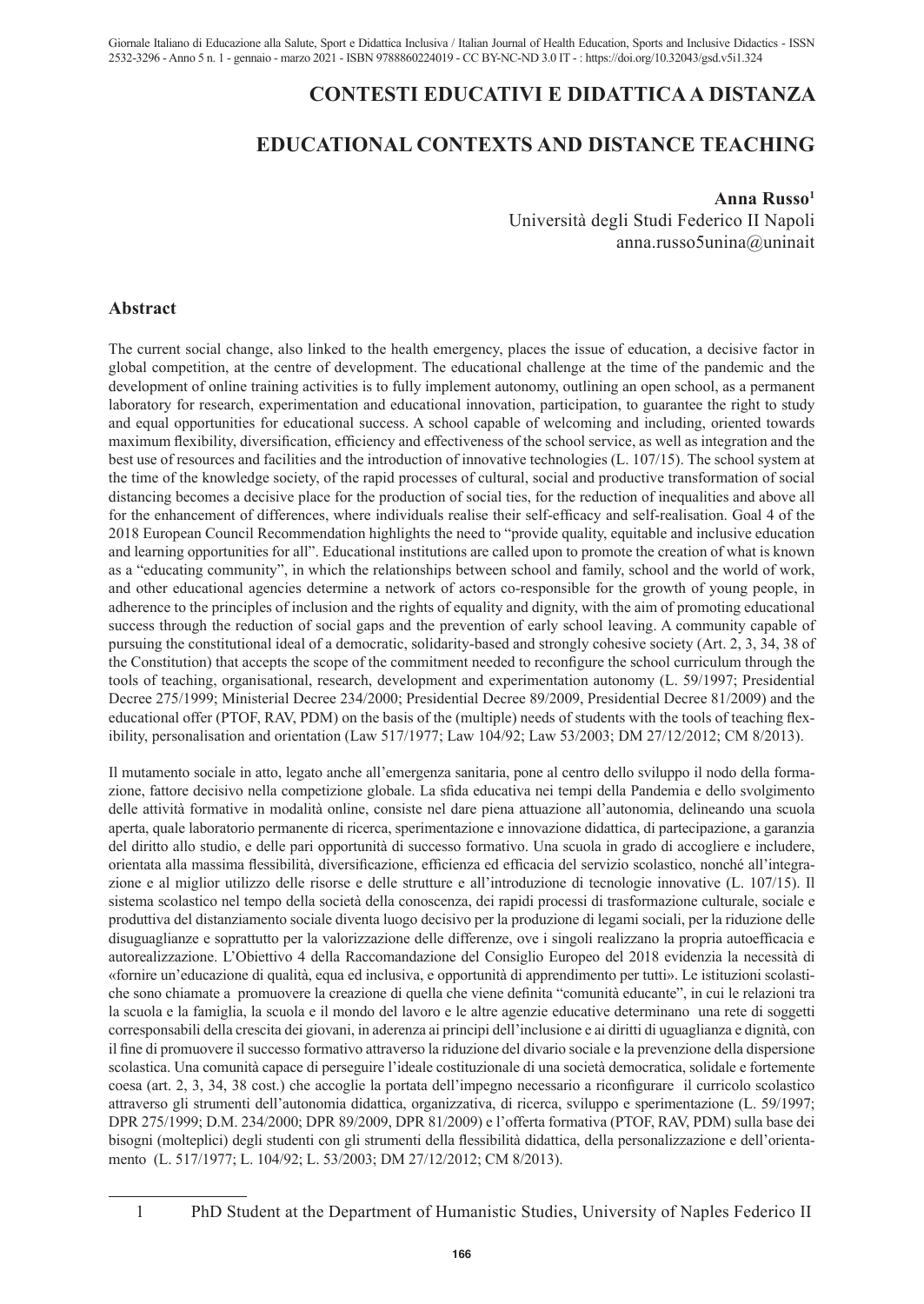# CONTESTI EDUCATIVI E DIDATTICA A DISTANZA

# EDUCATIONAL CONTEXTS AND DISTANCE TEACHING

**Anna Russo**[1]
Università degli Studi Federico II Napoli
anna.russo5unina@uninait

## Abstract

The current social change, also linked to the health emergency, places the issue of education, a decisive factor in global competition, at the centre of development. The educational challenge at the time of the pandemic and the development of online training activities is to fully implement autonomy, outlining an open school, as a permanent laboratory for research, experimentation and educational innovation, participation, to guarantee the right to study and equal opportunities for educational success. A school capable of welcoming and including, oriented towards maximum flexibility, diversification, efficiency and effectiveness of the school service, as well as integration and the best use of resources and facilities and the introduction of innovative technologies (L. 107/15). The school system at the time of the knowledge society, of the rapid processes of cultural, social and productive transformation of social distancing becomes a decisive place for the production of social ties, for the reduction of inequalities and above all for the enhancement of differences, where individuals realise their self-efficacy and self-realisation. Goal 4 of the 2018 European Council Recommendation highlights the need to "provide quality, equitable and inclusive education and learning opportunities for all". Educational institutions are called upon to promote the creation of what is known as a "educating community", in which the relationships between school and family, school and the world of work, and other educational agencies determine a network of actors co-responsible for the growth of young people, in adherence to the principles of inclusion and the rights of equality and dignity, with the aim of promoting educational success through the reduction of social gaps and the prevention of early school leaving. A community capable of pursuing the constitutional ideal of a democratic, solidarity-based and strongly cohesive society (Art. 2, 3, 34, 38 of the Constitution) that accepts the scope of the commitment needed to reconfigure the school curriculum through the tools of teaching, organisational, research, development and experimentation autonomy (L. 59/1997; Presidential Decree 275/1999; Ministerial Decree 234/2000; Presidential Decree 89/2009, Presidential Decree 81/2009) and the educational offer (PTOF, RAV, PDM) on the basis of the (multiple) needs of students with the tools of teaching flexibility, personalisation and orientation (Law 517/1977; Law 104/92; Law 53/2003; DM 27/12/2012; CM 8/2013).

Il mutamento sociale in atto, legato anche all'emergenza sanitaria, pone al centro dello sviluppo il nodo della formazione, fattore decisivo nella competizione globale. La sfida educativa nei tempi della Pandemia e dello svolgimento delle attività formative in modalità online, consiste nel dare piena attuazione all'autonomia, delineando una scuola aperta, quale laboratorio permanente di ricerca, sperimentazione e innovazione didattica, di partecipazione, a garanzia del diritto allo studio, e delle pari opportunità di successo formativo. Una scuola in grado di accogliere e includere, orientata alla massima flessibilità, diversificazione, efficienza ed efficacia del servizio scolastico, nonché all'integrazione e al miglior utilizzo delle risorse e delle strutture e all'introduzione di tecnologie innovative (L. 107/15). Il sistema scolastico nel tempo della società della conoscenza, dei rapidi processi di trasformazione culturale, sociale e produttiva del distanziamento sociale diventa luogo decisivo per la produzione di legami sociali, per la riduzione delle disuguaglianze e soprattutto per la valorizzazione delle differenze, ove i singoli realizzano la propria autoefficacia e autorealizzazione. L'Obiettivo 4 della Raccomandazione del Consiglio Europeo del 2018 evidenzia la necessità di «fornire un'educazione di qualità, equa ed inclusiva, e opportunità di apprendimento per tutti». Le istituzioni scolastiche sono chiamate a promuovere la creazione di quella che viene definita "comunità educante", in cui le relazioni tra la scuola e la famiglia, la scuola e il mondo del lavoro e le altre agenzie educative determinano una rete di soggetti corresponsabili della crescita dei giovani, in aderenza ai principi dell'inclusione e ai diritti di uguaglianza e dignità, con il fine di promuovere il successo formativo attraverso la riduzione del divario sociale e la prevenzione della dispersione scolastica. Una comunità capace di perseguire l'ideale costituzionale di una società democratica, solidale e fortemente coesa (art. 2, 3, 34, 38 cost.) che accoglie la portata dell'impegno necessario a riconfigurare il curricolo scolastico attraverso gli strumenti dell'autonomia didattica, organizzativa, di ricerca, sviluppo e sperimentazione (L. 59/1997; DPR 275/1999; D.M. 234/2000; DPR 89/2009, DPR 81/2009) e l'offerta formativa (PTOF, RAV, PDM) sulla base dei bisogni (molteplici) degli studenti con gli strumenti della flessibilità didattica, della personalizzazione e dell'orientamento (L. 517/1977; L. 104/92; L. 53/2003; DM 27/12/2012; CM 8/2013).

---

[1] PhD Student at the Department of Humanistic Studies, University of Naples Federico II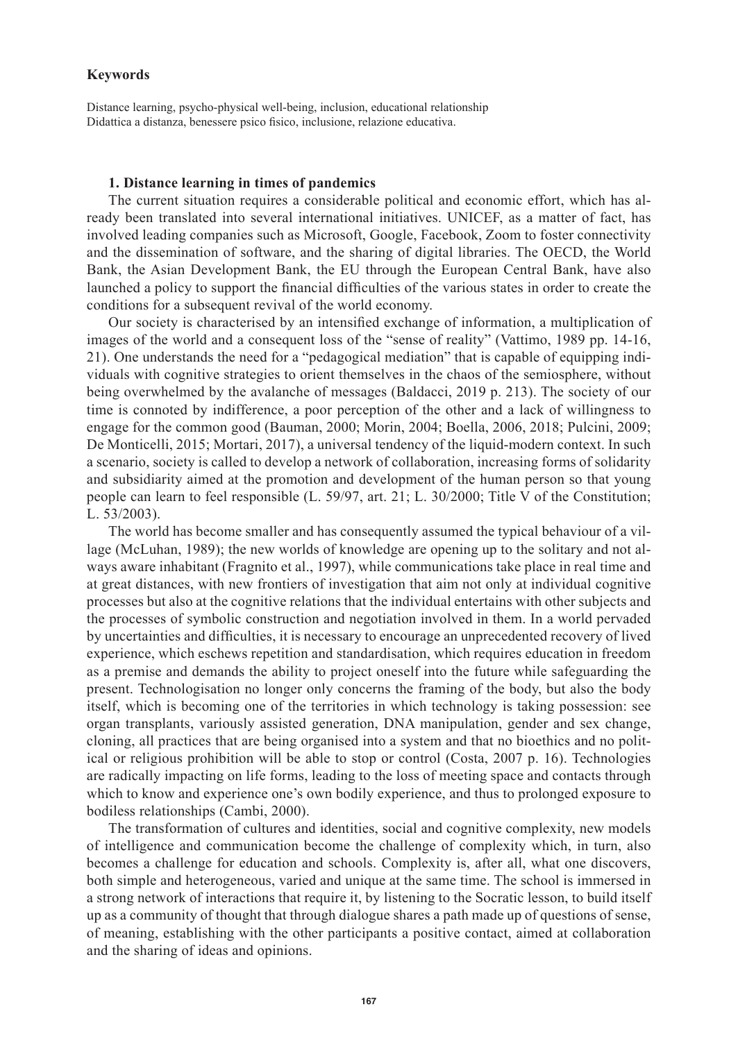**Keywords**

Distance learning, psycho-physical well-being, inclusion, educational relationship
Didattica a distanza, benessere psico fisico, inclusione, relazione educativa.

### 1. Distance learning in times of pandemics

The current situation requires a considerable political and economic effort, which has already been translated into several international initiatives. UNICEF, as a matter of fact, has involved leading companies such as Microsoft, Google, Facebook, Zoom to foster connectivity and the dissemination of software, and the sharing of digital libraries. The OECD, the World Bank, the Asian Development Bank, the EU through the European Central Bank, have also launched a policy to support the financial difficulties of the various states in order to create the conditions for a subsequent revival of the world economy.

Our society is characterised by an intensified exchange of information, a multiplication of images of the world and a consequent loss of the "sense of reality" (Vattimo, 1989 pp. 14-16, 21). One understands the need for a "pedagogical mediation" that is capable of equipping individuals with cognitive strategies to orient themselves in the chaos of the semiosphere, without being overwhelmed by the avalanche of messages (Baldacci, 2019 p. 213). The society of our time is connoted by indifference, a poor perception of the other and a lack of willingness to engage for the common good (Bauman, 2000; Morin, 2004; Boella, 2006, 2018; Pulcini, 2009; De Monticelli, 2015; Mortari, 2017), a universal tendency of the liquid-modern context. In such a scenario, society is called to develop a network of collaboration, increasing forms of solidarity and subsidiarity aimed at the promotion and development of the human person so that young people can learn to feel responsible (L. 59/97, art. 21; L. 30/2000; Title V of the Constitution; L. 53/2003).

The world has become smaller and has consequently assumed the typical behaviour of a village (McLuhan, 1989); the new worlds of knowledge are opening up to the solitary and not always aware inhabitant (Fragnito et al., 1997), while communications take place in real time and at great distances, with new frontiers of investigation that aim not only at individual cognitive processes but also at the cognitive relations that the individual entertains with other subjects and the processes of symbolic construction and negotiation involved in them. In a world pervaded by uncertainties and difficulties, it is necessary to encourage an unprecedented recovery of lived experience, which eschews repetition and standardisation, which requires education in freedom as a premise and demands the ability to project oneself into the future while safeguarding the present. Technologisation no longer only concerns the framing of the body, but also the body itself, which is becoming one of the territories in which technology is taking possession: see organ transplants, variously assisted generation, DNA manipulation, gender and sex change, cloning, all practices that are being organised into a system and that no bioethics and no political or religious prohibition will be able to stop or control (Costa, 2007 p. 16). Technologies are radically impacting on life forms, leading to the loss of meeting space and contacts through which to know and experience one's own bodily experience, and thus to prolonged exposure to bodiless relationships (Cambi, 2000).

The transformation of cultures and identities, social and cognitive complexity, new models of intelligence and communication become the challenge of complexity which, in turn, also becomes a challenge for education and schools. Complexity is, after all, what one discovers, both simple and heterogeneous, varied and unique at the same time. The school is immersed in a strong network of interactions that require it, by listening to the Socratic lesson, to build itself up as a community of thought that through dialogue shares a path made up of questions of sense, of meaning, establishing with the other participants a positive contact, aimed at collaboration and the sharing of ideas and opinions.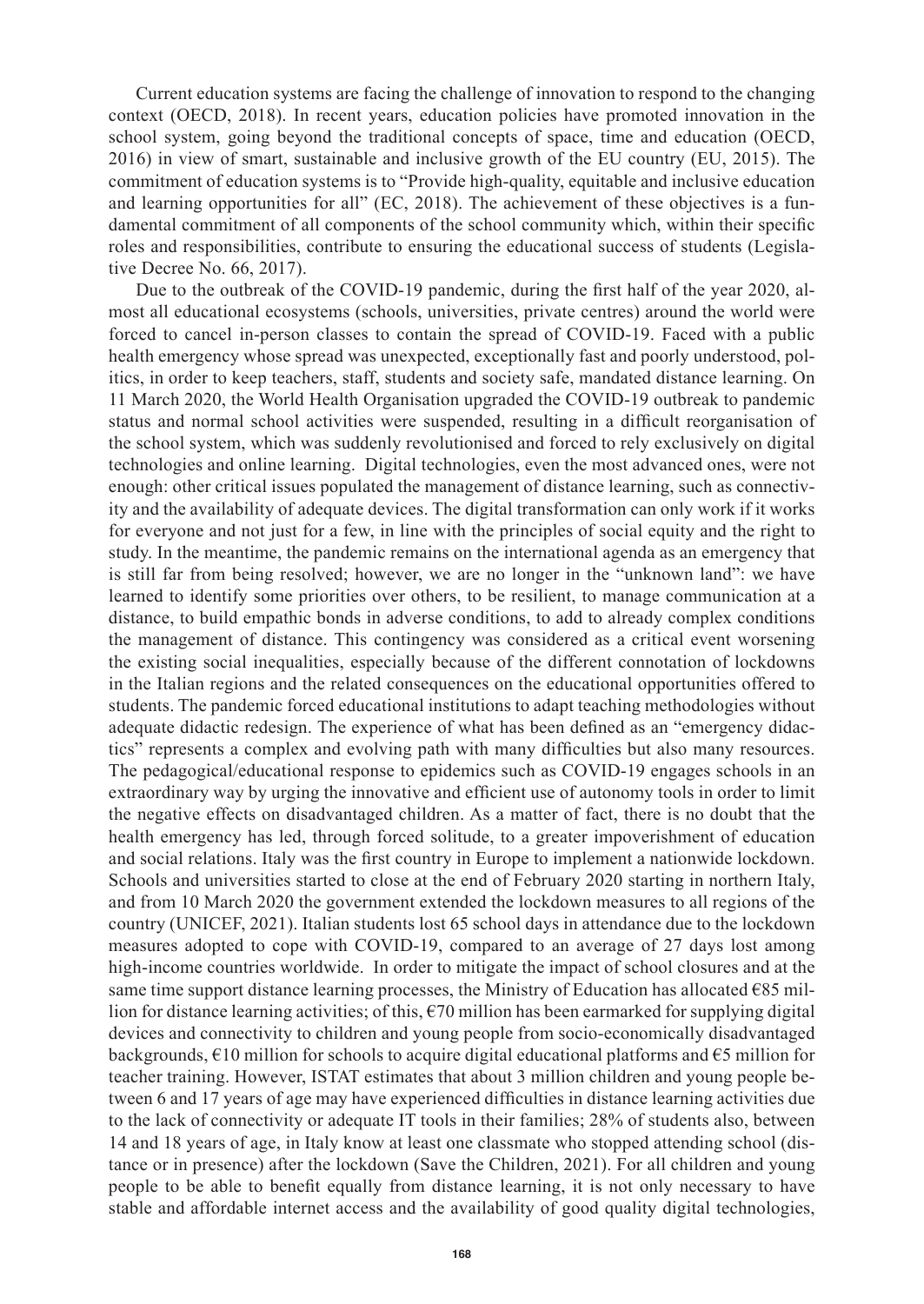Current education systems are facing the challenge of innovation to respond to the changing context (OECD, 2018). In recent years, education policies have promoted innovation in the school system, going beyond the traditional concepts of space, time and education (OECD, 2016) in view of smart, sustainable and inclusive growth of the EU country (EU, 2015). The commitment of education systems is to "Provide high-quality, equitable and inclusive education and learning opportunities for all" (EC, 2018). The achievement of these objectives is a fundamental commitment of all components of the school community which, within their specific roles and responsibilities, contribute to ensuring the educational success of students (Legislative Decree No. 66, 2017).

Due to the outbreak of the COVID-19 pandemic, during the first half of the year 2020, almost all educational ecosystems (schools, universities, private centres) around the world were forced to cancel in-person classes to contain the spread of COVID-19. Faced with a public health emergency whose spread was unexpected, exceptionally fast and poorly understood, politics, in order to keep teachers, staff, students and society safe, mandated distance learning. On 11 March 2020, the World Health Organisation upgraded the COVID-19 outbreak to pandemic status and normal school activities were suspended, resulting in a difficult reorganisation of the school system, which was suddenly revolutionised and forced to rely exclusively on digital technologies and online learning. Digital technologies, even the most advanced ones, were not enough: other critical issues populated the management of distance learning, such as connectivity and the availability of adequate devices. The digital transformation can only work if it works for everyone and not just for a few, in line with the principles of social equity and the right to study. In the meantime, the pandemic remains on the international agenda as an emergency that is still far from being resolved; however, we are no longer in the "unknown land": we have learned to identify some priorities over others, to be resilient, to manage communication at a distance, to build empathic bonds in adverse conditions, to add to already complex conditions the management of distance. This contingency was considered as a critical event worsening the existing social inequalities, especially because of the different connotation of lockdowns in the Italian regions and the related consequences on the educational opportunities offered to students. The pandemic forced educational institutions to adapt teaching methodologies without adequate didactic redesign. The experience of what has been defined as an "emergency didactics" represents a complex and evolving path with many difficulties but also many resources. The pedagogical/educational response to epidemics such as COVID-19 engages schools in an extraordinary way by urging the innovative and efficient use of autonomy tools in order to limit the negative effects on disadvantaged children. As a matter of fact, there is no doubt that the health emergency has led, through forced solitude, to a greater impoverishment of education and social relations. Italy was the first country in Europe to implement a nationwide lockdown. Schools and universities started to close at the end of February 2020 starting in northern Italy, and from 10 March 2020 the government extended the lockdown measures to all regions of the country (UNICEF, 2021). Italian students lost 65 school days in attendance due to the lockdown measures adopted to cope with COVID-19, compared to an average of 27 days lost among high-income countries worldwide. In order to mitigate the impact of school closures and at the same time support distance learning processes, the Ministry of Education has allocated €85 million for distance learning activities; of this, €70 million has been earmarked for supplying digital devices and connectivity to children and young people from socio-economically disadvantaged backgrounds, €10 million for schools to acquire digital educational platforms and €5 million for teacher training. However, ISTAT estimates that about 3 million children and young people between 6 and 17 years of age may have experienced difficulties in distance learning activities due to the lack of connectivity or adequate IT tools in their families; 28% of students also, between 14 and 18 years of age, in Italy know at least one classmate who stopped attending school (distance or in presence) after the lockdown (Save the Children, 2021). For all children and young people to be able to benefit equally from distance learning, it is not only necessary to have stable and affordable internet access and the availability of good quality digital technologies,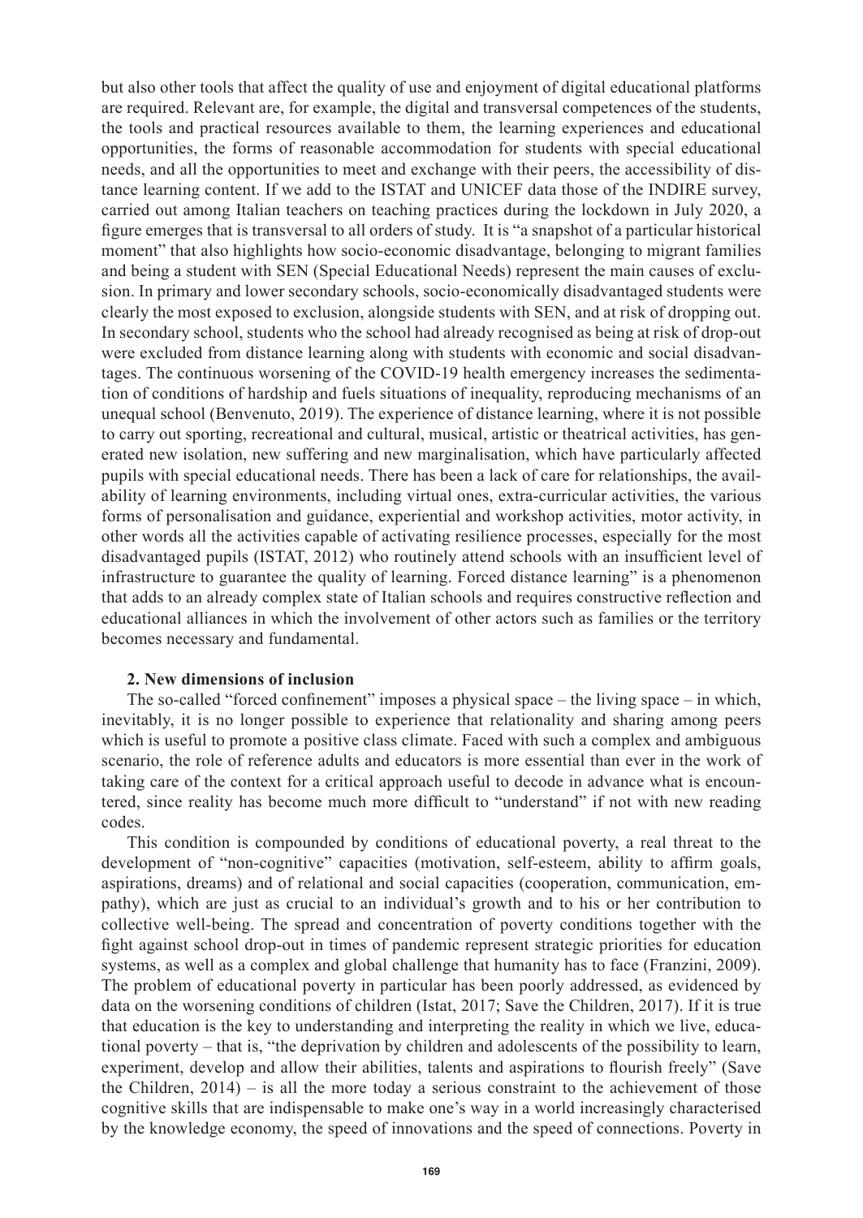but also other tools that affect the quality of use and enjoyment of digital educational platforms are required. Relevant are, for example, the digital and transversal competences of the students, the tools and practical resources available to them, the learning experiences and educational opportunities, the forms of reasonable accommodation for students with special educational needs, and all the opportunities to meet and exchange with their peers, the accessibility of distance learning content. If we add to the ISTAT and UNICEF data those of the INDIRE survey, carried out among Italian teachers on teaching practices during the lockdown in July 2020, a figure emerges that is transversal to all orders of study. It is "a snapshot of a particular historical moment" that also highlights how socio-economic disadvantage, belonging to migrant families and being a student with SEN (Special Educational Needs) represent the main causes of exclusion. In primary and lower secondary schools, socio-economically disadvantaged students were clearly the most exposed to exclusion, alongside students with SEN, and at risk of dropping out. In secondary school, students who the school had already recognised as being at risk of drop-out were excluded from distance learning along with students with economic and social disadvantages. The continuous worsening of the COVID-19 health emergency increases the sedimentation of conditions of hardship and fuels situations of inequality, reproducing mechanisms of an unequal school (Benvenuto, 2019). The experience of distance learning, where it is not possible to carry out sporting, recreational and cultural, musical, artistic or theatrical activities, has generated new isolation, new suffering and new marginalisation, which have particularly affected pupils with special educational needs. There has been a lack of care for relationships, the availability of learning environments, including virtual ones, extra-curricular activities, the various forms of personalisation and guidance, experiential and workshop activities, motor activity, in other words all the activities capable of activating resilience processes, especially for the most disadvantaged pupils (ISTAT, 2012) who routinely attend schools with an insufficient level of infrastructure to guarantee the quality of learning. Forced distance learning" is a phenomenon that adds to an already complex state of Italian schools and requires constructive reflection and educational alliances in which the involvement of other actors such as families or the territory becomes necessary and fundamental.

## 2. New dimensions of inclusion

The so-called "forced confinement" imposes a physical space – the living space – in which, inevitably, it is no longer possible to experience that relationality and sharing among peers which is useful to promote a positive class climate. Faced with such a complex and ambiguous scenario, the role of reference adults and educators is more essential than ever in the work of taking care of the context for a critical approach useful to decode in advance what is encountered, since reality has become much more difficult to "understand" if not with new reading codes.

This condition is compounded by conditions of educational poverty, a real threat to the development of "non-cognitive" capacities (motivation, self-esteem, ability to affirm goals, aspirations, dreams) and of relational and social capacities (cooperation, communication, empathy), which are just as crucial to an individual's growth and to his or her contribution to collective well-being. The spread and concentration of poverty conditions together with the fight against school drop-out in times of pandemic represent strategic priorities for education systems, as well as a complex and global challenge that humanity has to face (Franzini, 2009). The problem of educational poverty in particular has been poorly addressed, as evidenced by data on the worsening conditions of children (Istat, 2017; Save the Children, 2017). If it is true that education is the key to understanding and interpreting the reality in which we live, educational poverty – that is, "the deprivation by children and adolescents of the possibility to learn, experiment, develop and allow their abilities, talents and aspirations to flourish freely" (Save the Children, 2014) – is all the more today a serious constraint to the achievement of those cognitive skills that are indispensable to make one's way in a world increasingly characterised by the knowledge economy, the speed of innovations and the speed of connections. Poverty in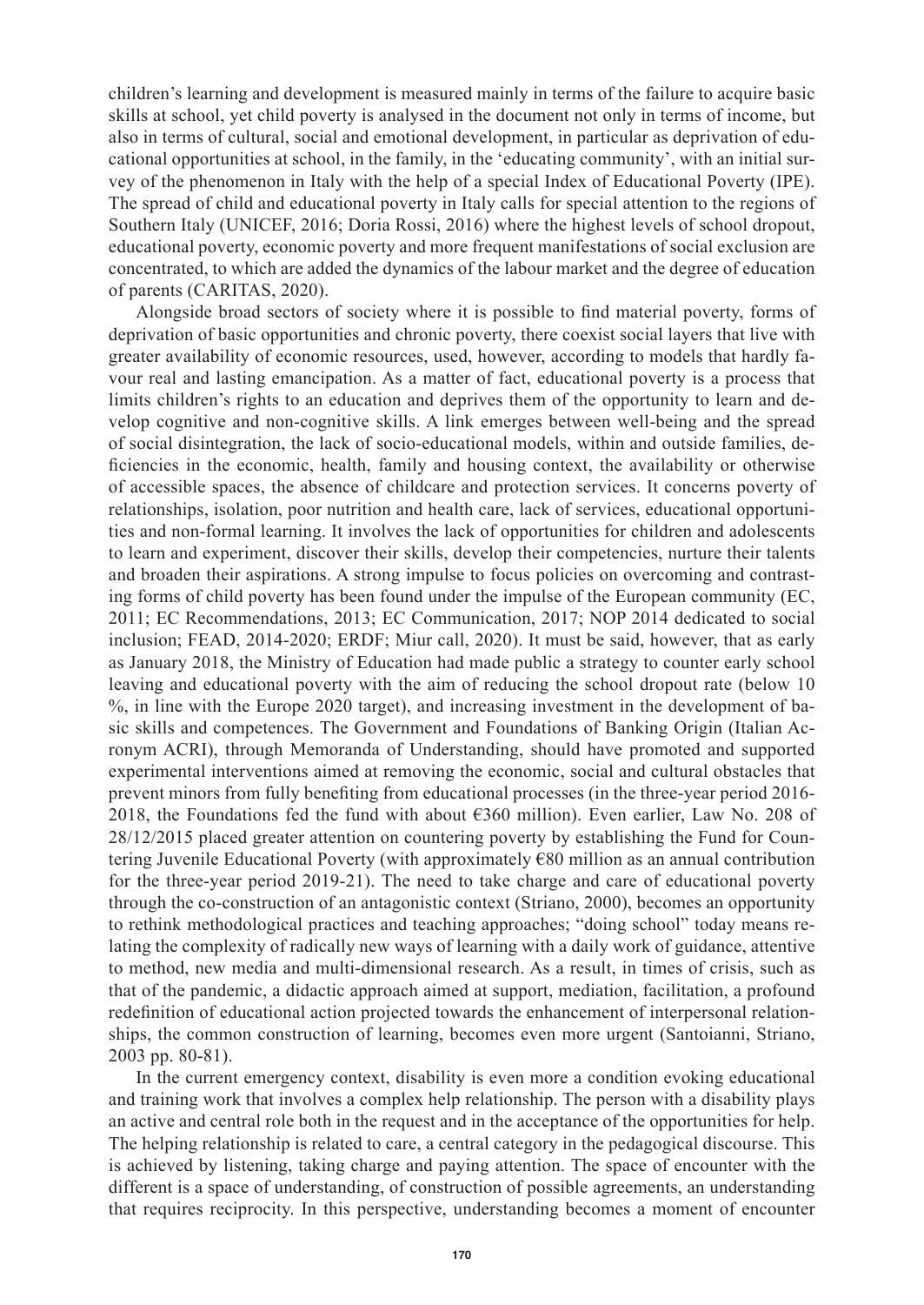children's learning and development is measured mainly in terms of the failure to acquire basic skills at school, yet child poverty is analysed in the document not only in terms of income, but also in terms of cultural, social and emotional development, in particular as deprivation of educational opportunities at school, in the family, in the 'educating community', with an initial survey of the phenomenon in Italy with the help of a special Index of Educational Poverty (IPE). The spread of child and educational poverty in Italy calls for special attention to the regions of Southern Italy (UNICEF, 2016; Doria Rossi, 2016) where the highest levels of school dropout, educational poverty, economic poverty and more frequent manifestations of social exclusion are concentrated, to which are added the dynamics of the labour market and the degree of education of parents (CARITAS, 2020).

Alongside broad sectors of society where it is possible to find material poverty, forms of deprivation of basic opportunities and chronic poverty, there coexist social layers that live with greater availability of economic resources, used, however, according to models that hardly favour real and lasting emancipation. As a matter of fact, educational poverty is a process that limits children's rights to an education and deprives them of the opportunity to learn and develop cognitive and non-cognitive skills. A link emerges between well-being and the spread of social disintegration, the lack of socio-educational models, within and outside families, deficiencies in the economic, health, family and housing context, the availability or otherwise of accessible spaces, the absence of childcare and protection services. It concerns poverty of relationships, isolation, poor nutrition and health care, lack of services, educational opportunities and non-formal learning. It involves the lack of opportunities for children and adolescents to learn and experiment, discover their skills, develop their competencies, nurture their talents and broaden their aspirations. A strong impulse to focus policies on overcoming and contrasting forms of child poverty has been found under the impulse of the European community (EC, 2011; EC Recommendations, 2013; EC Communication, 2017; NOP 2014 dedicated to social inclusion; FEAD, 2014-2020; ERDF; Miur call, 2020). It must be said, however, that as early as January 2018, the Ministry of Education had made public a strategy to counter early school leaving and educational poverty with the aim of reducing the school dropout rate (below 10 %, in line with the Europe 2020 target), and increasing investment in the development of basic skills and competences. The Government and Foundations of Banking Origin (Italian Acronym ACRI), through Memoranda of Understanding, should have promoted and supported experimental interventions aimed at removing the economic, social and cultural obstacles that prevent minors from fully benefiting from educational processes (in the three-year period 2016-2018, the Foundations fed the fund with about €360 million). Even earlier, Law No. 208 of 28/12/2015 placed greater attention on countering poverty by establishing the Fund for Countering Juvenile Educational Poverty (with approximately €80 million as an annual contribution for the three-year period 2019-21). The need to take charge and care of educational poverty through the co-construction of an antagonistic context (Striano, 2000), becomes an opportunity to rethink methodological practices and teaching approaches; "doing school" today means relating the complexity of radically new ways of learning with a daily work of guidance, attentive to method, new media and multi-dimensional research. As a result, in times of crisis, such as that of the pandemic, a didactic approach aimed at support, mediation, facilitation, a profound redefinition of educational action projected towards the enhancement of interpersonal relationships, the common construction of learning, becomes even more urgent (Santoianni, Striano, 2003 pp. 80-81).

In the current emergency context, disability is even more a condition evoking educational and training work that involves a complex help relationship. The person with a disability plays an active and central role both in the request and in the acceptance of the opportunities for help. The helping relationship is related to care, a central category in the pedagogical discourse. This is achieved by listening, taking charge and paying attention. The space of encounter with the different is a space of understanding, of construction of possible agreements, an understanding that requires reciprocity. In this perspective, understanding becomes a moment of encounter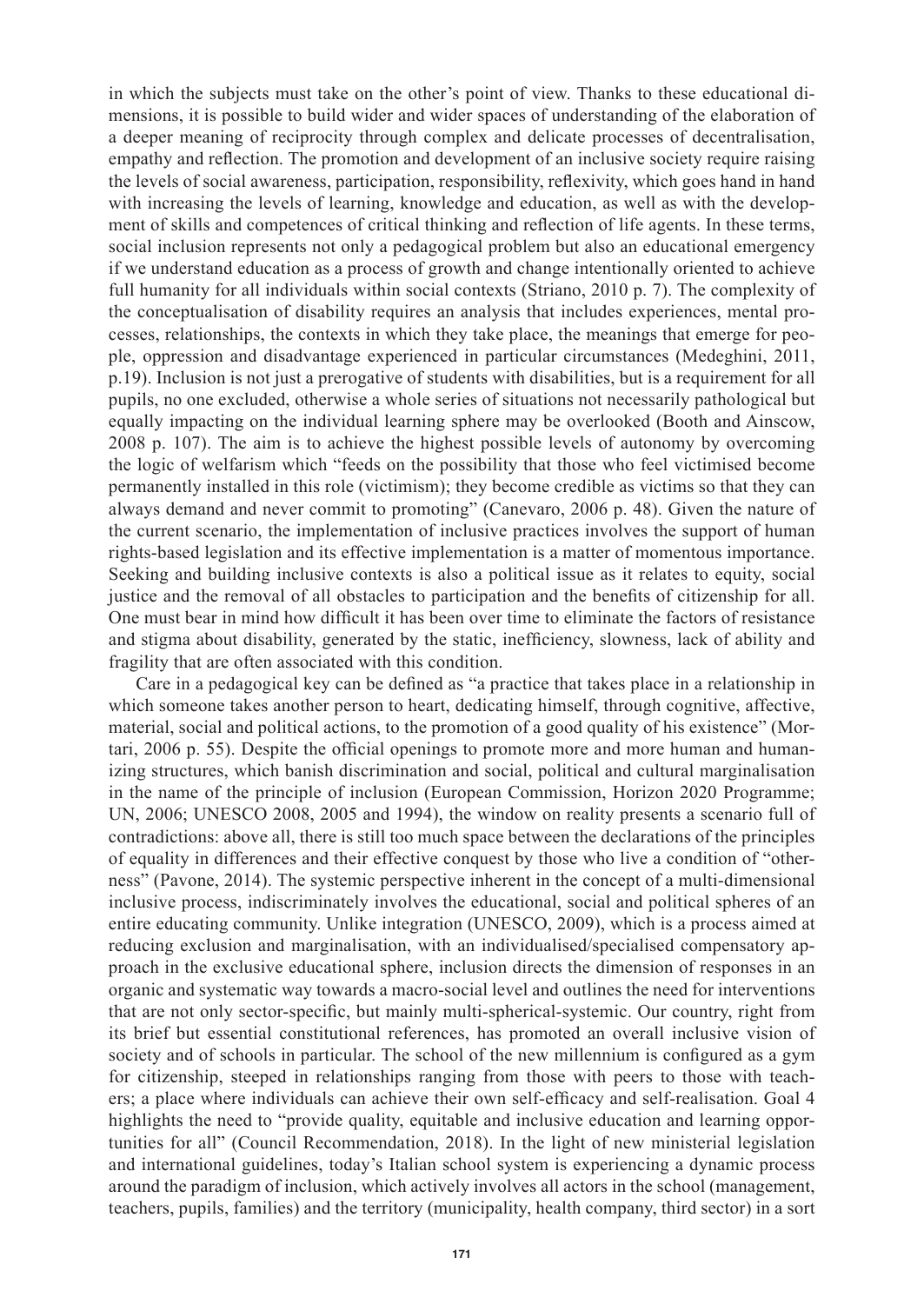in which the subjects must take on the other's point of view. Thanks to these educational dimensions, it is possible to build wider and wider spaces of understanding of the elaboration of a deeper meaning of reciprocity through complex and delicate processes of decentralisation, empathy and reflection. The promotion and development of an inclusive society require raising the levels of social awareness, participation, responsibility, reflexivity, which goes hand in hand with increasing the levels of learning, knowledge and education, as well as with the development of skills and competences of critical thinking and reflection of life agents. In these terms, social inclusion represents not only a pedagogical problem but also an educational emergency if we understand education as a process of growth and change intentionally oriented to achieve full humanity for all individuals within social contexts (Striano, 2010 p. 7). The complexity of the conceptualisation of disability requires an analysis that includes experiences, mental processes, relationships, the contexts in which they take place, the meanings that emerge for people, oppression and disadvantage experienced in particular circumstances (Medeghini, 2011, p.19). Inclusion is not just a prerogative of students with disabilities, but is a requirement for all pupils, no one excluded, otherwise a whole series of situations not necessarily pathological but equally impacting on the individual learning sphere may be overlooked (Booth and Ainscow, 2008 p. 107). The aim is to achieve the highest possible levels of autonomy by overcoming the logic of welfarism which "feeds on the possibility that those who feel victimised become permanently installed in this role (victimism); they become credible as victims so that they can always demand and never commit to promoting" (Canevaro, 2006 p. 48). Given the nature of the current scenario, the implementation of inclusive practices involves the support of human rights-based legislation and its effective implementation is a matter of momentous importance. Seeking and building inclusive contexts is also a political issue as it relates to equity, social justice and the removal of all obstacles to participation and the benefits of citizenship for all. One must bear in mind how difficult it has been over time to eliminate the factors of resistance and stigma about disability, generated by the static, inefficiency, slowness, lack of ability and fragility that are often associated with this condition.

Care in a pedagogical key can be defined as "a practice that takes place in a relationship in which someone takes another person to heart, dedicating himself, through cognitive, affective, material, social and political actions, to the promotion of a good quality of his existence" (Mortari, 2006 p. 55). Despite the official openings to promote more and more human and humanizing structures, which banish discrimination and social, political and cultural marginalisation in the name of the principle of inclusion (European Commission, Horizon 2020 Programme; UN, 2006; UNESCO 2008, 2005 and 1994), the window on reality presents a scenario full of contradictions: above all, there is still too much space between the declarations of the principles of equality in differences and their effective conquest by those who live a condition of "otherness" (Pavone, 2014). The systemic perspective inherent in the concept of a multi-dimensional inclusive process, indiscriminately involves the educational, social and political spheres of an entire educating community. Unlike integration (UNESCO, 2009), which is a process aimed at reducing exclusion and marginalisation, with an individualised/specialised compensatory approach in the exclusive educational sphere, inclusion directs the dimension of responses in an organic and systematic way towards a macro-social level and outlines the need for interventions that are not only sector-specific, but mainly multi-spherical-systemic. Our country, right from its brief but essential constitutional references, has promoted an overall inclusive vision of society and of schools in particular. The school of the new millennium is configured as a gym for citizenship, steeped in relationships ranging from those with peers to those with teachers; a place where individuals can achieve their own self-efficacy and self-realisation. Goal 4 highlights the need to "provide quality, equitable and inclusive education and learning opportunities for all" (Council Recommendation, 2018). In the light of new ministerial legislation and international guidelines, today's Italian school system is experiencing a dynamic process around the paradigm of inclusion, which actively involves all actors in the school (management, teachers, pupils, families) and the territory (municipality, health company, third sector) in a sort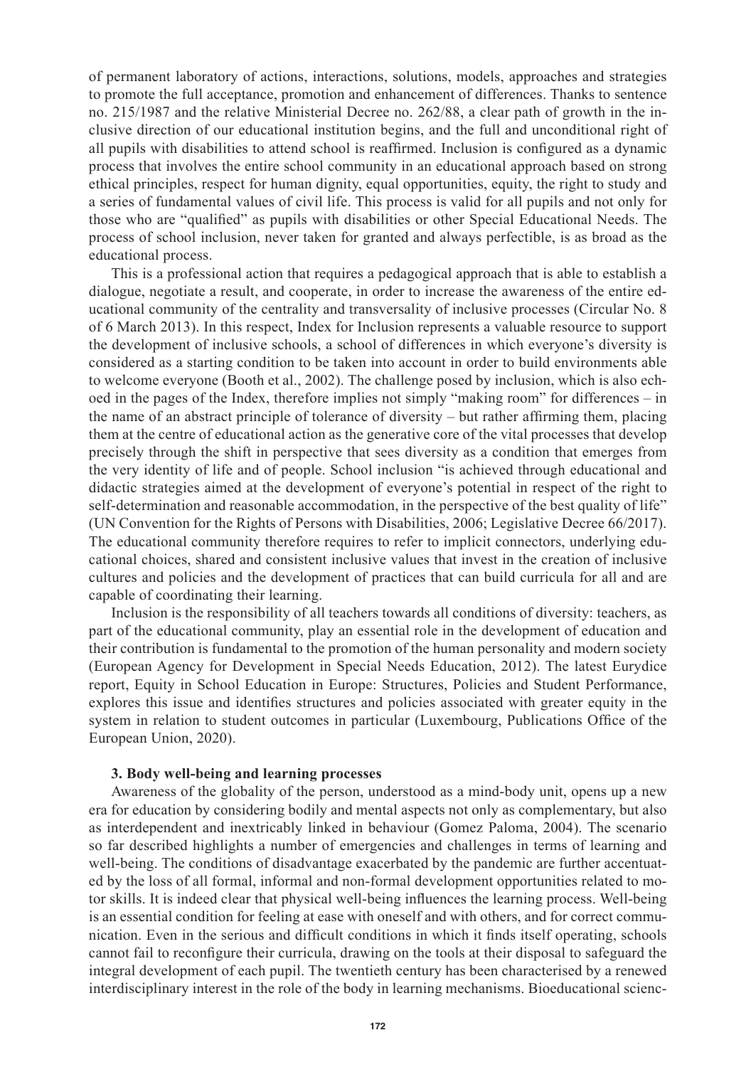of permanent laboratory of actions, interactions, solutions, models, approaches and strategies to promote the full acceptance, promotion and enhancement of differences. Thanks to sentence no. 215/1987 and the relative Ministerial Decree no. 262/88, a clear path of growth in the inclusive direction of our educational institution begins, and the full and unconditional right of all pupils with disabilities to attend school is reaffirmed. Inclusion is configured as a dynamic process that involves the entire school community in an educational approach based on strong ethical principles, respect for human dignity, equal opportunities, equity, the right to study and a series of fundamental values of civil life. This process is valid for all pupils and not only for those who are "qualified" as pupils with disabilities or other Special Educational Needs. The process of school inclusion, never taken for granted and always perfectible, is as broad as the educational process.

This is a professional action that requires a pedagogical approach that is able to establish a dialogue, negotiate a result, and cooperate, in order to increase the awareness of the entire educational community of the centrality and transversality of inclusive processes (Circular No. 8 of 6 March 2013). In this respect, Index for Inclusion represents a valuable resource to support the development of inclusive schools, a school of differences in which everyone's diversity is considered as a starting condition to be taken into account in order to build environments able to welcome everyone (Booth et al., 2002). The challenge posed by inclusion, which is also echoed in the pages of the Index, therefore implies not simply "making room" for differences – in the name of an abstract principle of tolerance of diversity – but rather affirming them, placing them at the centre of educational action as the generative core of the vital processes that develop precisely through the shift in perspective that sees diversity as a condition that emerges from the very identity of life and of people. School inclusion "is achieved through educational and didactic strategies aimed at the development of everyone's potential in respect of the right to self-determination and reasonable accommodation, in the perspective of the best quality of life" (UN Convention for the Rights of Persons with Disabilities, 2006; Legislative Decree 66/2017). The educational community therefore requires to refer to implicit connectors, underlying educational choices, shared and consistent inclusive values that invest in the creation of inclusive cultures and policies and the development of practices that can build curricula for all and are capable of coordinating their learning.

Inclusion is the responsibility of all teachers towards all conditions of diversity: teachers, as part of the educational community, play an essential role in the development of education and their contribution is fundamental to the promotion of the human personality and modern society (European Agency for Development in Special Needs Education, 2012). The latest Eurydice report, Equity in School Education in Europe: Structures, Policies and Student Performance, explores this issue and identifies structures and policies associated with greater equity in the system in relation to student outcomes in particular (Luxembourg, Publications Office of the European Union, 2020).

## 3. Body well-being and learning processes

Awareness of the globality of the person, understood as a mind-body unit, opens up a new era for education by considering bodily and mental aspects not only as complementary, but also as interdependent and inextricably linked in behaviour (Gomez Paloma, 2004). The scenario so far described highlights a number of emergencies and challenges in terms of learning and well-being. The conditions of disadvantage exacerbated by the pandemic are further accentuated by the loss of all formal, informal and non-formal development opportunities related to motor skills. It is indeed clear that physical well-being influences the learning process. Well-being is an essential condition for feeling at ease with oneself and with others, and for correct communication. Even in the serious and difficult conditions in which it finds itself operating, schools cannot fail to reconfigure their curricula, drawing on the tools at their disposal to safeguard the integral development of each pupil. The twentieth century has been characterised by a renewed interdisciplinary interest in the role of the body in learning mechanisms. Bioeducational scienc-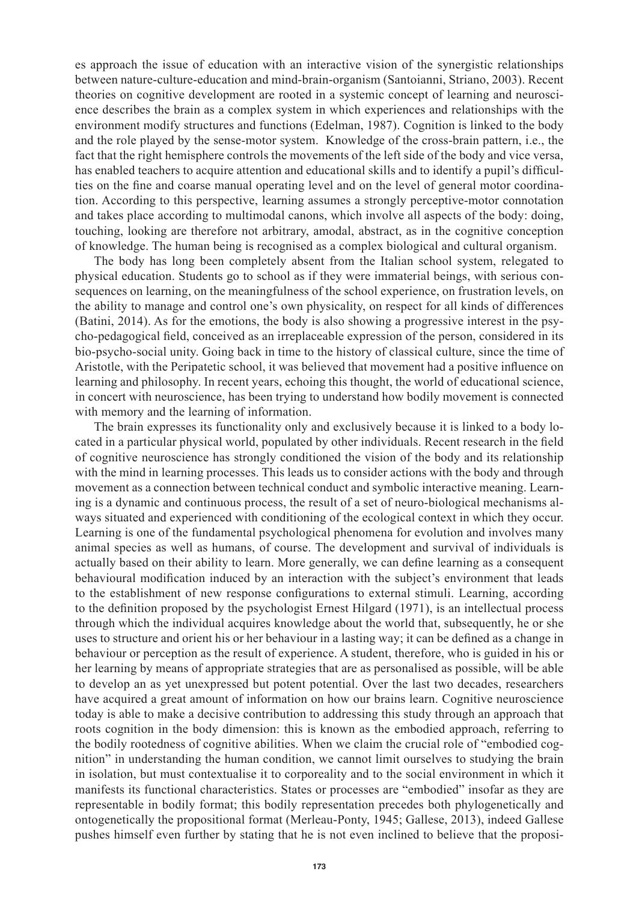es approach the issue of education with an interactive vision of the synergistic relationships between nature-culture-education and mind-brain-organism (Santoianni, Striano, 2003). Recent theories on cognitive development are rooted in a systemic concept of learning and neuroscience describes the brain as a complex system in which experiences and relationships with the environment modify structures and functions (Edelman, 1987). Cognition is linked to the body and the role played by the sense-motor system. Knowledge of the cross-brain pattern, i.e., the fact that the right hemisphere controls the movements of the left side of the body and vice versa, has enabled teachers to acquire attention and educational skills and to identify a pupil's difficulties on the fine and coarse manual operating level and on the level of general motor coordination. According to this perspective, learning assumes a strongly perceptive-motor connotation and takes place according to multimodal canons, which involve all aspects of the body: doing, touching, looking are therefore not arbitrary, amodal, abstract, as in the cognitive conception of knowledge. The human being is recognised as a complex biological and cultural organism.

The body has long been completely absent from the Italian school system, relegated to physical education. Students go to school as if they were immaterial beings, with serious consequences on learning, on the meaningfulness of the school experience, on frustration levels, on the ability to manage and control one's own physicality, on respect for all kinds of differences (Batini, 2014). As for the emotions, the body is also showing a progressive interest in the psycho-pedagogical field, conceived as an irreplaceable expression of the person, considered in its bio-psycho-social unity. Going back in time to the history of classical culture, since the time of Aristotle, with the Peripatetic school, it was believed that movement had a positive influence on learning and philosophy. In recent years, echoing this thought, the world of educational science, in concert with neuroscience, has been trying to understand how bodily movement is connected with memory and the learning of information.

The brain expresses its functionality only and exclusively because it is linked to a body located in a particular physical world, populated by other individuals. Recent research in the field of cognitive neuroscience has strongly conditioned the vision of the body and its relationship with the mind in learning processes. This leads us to consider actions with the body and through movement as a connection between technical conduct and symbolic interactive meaning. Learning is a dynamic and continuous process, the result of a set of neuro-biological mechanisms always situated and experienced with conditioning of the ecological context in which they occur. Learning is one of the fundamental psychological phenomena for evolution and involves many animal species as well as humans, of course. The development and survival of individuals is actually based on their ability to learn. More generally, we can define learning as a consequent behavioural modification induced by an interaction with the subject's environment that leads to the establishment of new response configurations to external stimuli. Learning, according to the definition proposed by the psychologist Ernest Hilgard (1971), is an intellectual process through which the individual acquires knowledge about the world that, subsequently, he or she uses to structure and orient his or her behaviour in a lasting way; it can be defined as a change in behaviour or perception as the result of experience. A student, therefore, who is guided in his or her learning by means of appropriate strategies that are as personalised as possible, will be able to develop an as yet unexpressed but potent potential. Over the last two decades, researchers have acquired a great amount of information on how our brains learn. Cognitive neuroscience today is able to make a decisive contribution to addressing this study through an approach that roots cognition in the body dimension: this is known as the embodied approach, referring to the bodily rootedness of cognitive abilities. When we claim the crucial role of "embodied cognition" in understanding the human condition, we cannot limit ourselves to studying the brain in isolation, but must contextualise it to corporeality and to the social environment in which it manifests its functional characteristics. States or processes are "embodied" insofar as they are representable in bodily format; this bodily representation precedes both phylogenetically and ontogenetically the propositional format (Merleau-Ponty, 1945; Gallese, 2013), indeed Gallese pushes himself even further by stating that he is not even inclined to believe that the proposi-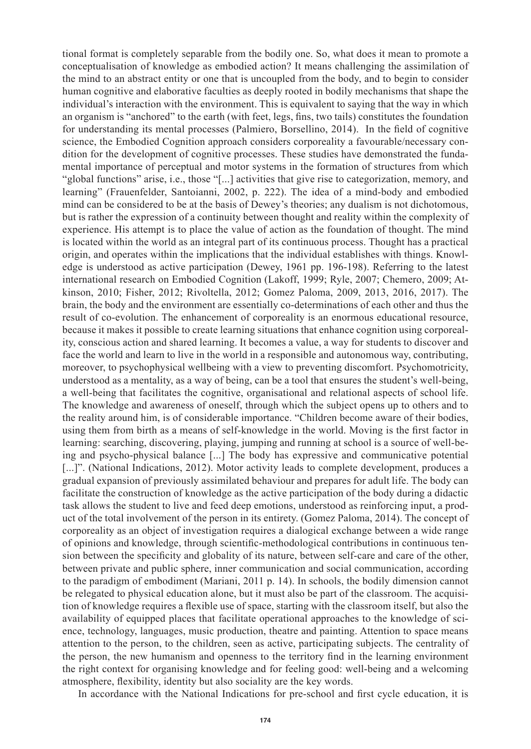tional format is completely separable from the bodily one. So, what does it mean to promote a conceptualisation of knowledge as embodied action? It means challenging the assimilation of the mind to an abstract entity or one that is uncoupled from the body, and to begin to consider human cognitive and elaborative faculties as deeply rooted in bodily mechanisms that shape the individual's interaction with the environment. This is equivalent to saying that the way in which an organism is "anchored" to the earth (with feet, legs, fins, two tails) constitutes the foundation for understanding its mental processes (Palmiero, Borsellino, 2014). In the field of cognitive science, the Embodied Cognition approach considers corporeality a favourable/necessary condition for the development of cognitive processes. These studies have demonstrated the fundamental importance of perceptual and motor systems in the formation of structures from which "global functions" arise, i.e., those "[...] activities that give rise to categorization, memory, and learning" (Frauenfelder, Santoianni, 2002, p. 222). The idea of a mind-body and embodied mind can be considered to be at the basis of Dewey's theories; any dualism is not dichotomous, but is rather the expression of a continuity between thought and reality within the complexity of experience. His attempt is to place the value of action as the foundation of thought. The mind is located within the world as an integral part of its continuous process. Thought has a practical origin, and operates within the implications that the individual establishes with things. Knowledge is understood as active participation (Dewey, 1961 pp. 196-198). Referring to the latest international research on Embodied Cognition (Lakoff, 1999; Ryle, 2007; Chemero, 2009; Atkinson, 2010; Fisher, 2012; Rivoltella, 2012; Gomez Paloma, 2009, 2013, 2016, 2017). The brain, the body and the environment are essentially co-determinations of each other and thus the result of co-evolution. The enhancement of corporeality is an enormous educational resource, because it makes it possible to create learning situations that enhance cognition using corporeality, conscious action and shared learning. It becomes a value, a way for students to discover and face the world and learn to live in the world in a responsible and autonomous way, contributing, moreover, to psychophysical wellbeing with a view to preventing discomfort. Psychomotricity, understood as a mentality, as a way of being, can be a tool that ensures the student's well-being, a well-being that facilitates the cognitive, organisational and relational aspects of school life. The knowledge and awareness of oneself, through which the subject opens up to others and to the reality around him, is of considerable importance. "Children become aware of their bodies, using them from birth as a means of self-knowledge in the world. Moving is the first factor in learning: searching, discovering, playing, jumping and running at school is a source of well-being and psycho-physical balance [...] The body has expressive and communicative potential [...]". (National Indications, 2012). Motor activity leads to complete development, produces a gradual expansion of previously assimilated behaviour and prepares for adult life. The body can facilitate the construction of knowledge as the active participation of the body during a didactic task allows the student to live and feed deep emotions, understood as reinforcing input, a product of the total involvement of the person in its entirety. (Gomez Paloma, 2014). The concept of corporeality as an object of investigation requires a dialogical exchange between a wide range of opinions and knowledge, through scientific-methodological contributions in continuous tension between the specificity and globality of its nature, between self-care and care of the other, between private and public sphere, inner communication and social communication, according to the paradigm of embodiment (Mariani, 2011 p. 14). In schools, the bodily dimension cannot be relegated to physical education alone, but it must also be part of the classroom. The acquisition of knowledge requires a flexible use of space, starting with the classroom itself, but also the availability of equipped places that facilitate operational approaches to the knowledge of science, technology, languages, music production, theatre and painting. Attention to space means attention to the person, to the children, seen as active, participating subjects. The centrality of the person, the new humanism and openness to the territory find in the learning environment the right context for organising knowledge and for feeling good: well-being and a welcoming atmosphere, flexibility, identity but also sociality are the key words.

In accordance with the National Indications for pre-school and first cycle education, it is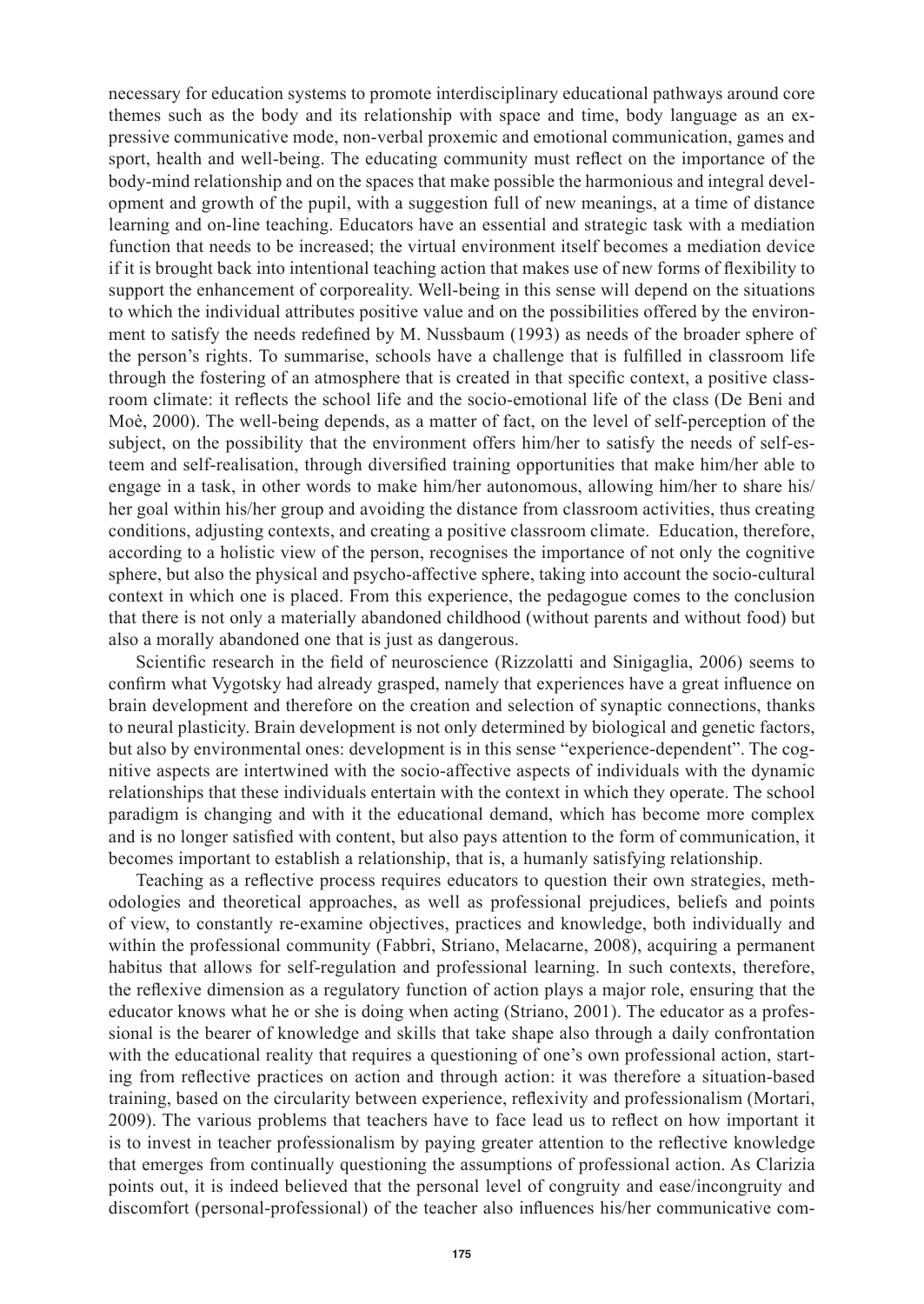necessary for education systems to promote interdisciplinary educational pathways around core themes such as the body and its relationship with space and time, body language as an expressive communicative mode, non-verbal proxemic and emotional communication, games and sport, health and well-being. The educating community must reflect on the importance of the body-mind relationship and on the spaces that make possible the harmonious and integral development and growth of the pupil, with a suggestion full of new meanings, at a time of distance learning and on-line teaching. Educators have an essential and strategic task with a mediation function that needs to be increased; the virtual environment itself becomes a mediation device if it is brought back into intentional teaching action that makes use of new forms of flexibility to support the enhancement of corporeality. Well-being in this sense will depend on the situations to which the individual attributes positive value and on the possibilities offered by the environment to satisfy the needs redefined by M. Nussbaum (1993) as needs of the broader sphere of the person's rights. To summarise, schools have a challenge that is fulfilled in classroom life through the fostering of an atmosphere that is created in that specific context, a positive classroom climate: it reflects the school life and the socio-emotional life of the class (De Beni and Moè, 2000). The well-being depends, as a matter of fact, on the level of self-perception of the subject, on the possibility that the environment offers him/her to satisfy the needs of self-esteem and self-realisation, through diversified training opportunities that make him/her able to engage in a task, in other words to make him/her autonomous, allowing him/her to share his/her goal within his/her group and avoiding the distance from classroom activities, thus creating conditions, adjusting contexts, and creating a positive classroom climate. Education, therefore, according to a holistic view of the person, recognises the importance of not only the cognitive sphere, but also the physical and psycho-affective sphere, taking into account the socio-cultural context in which one is placed. From this experience, the pedagogue comes to the conclusion that there is not only a materially abandoned childhood (without parents and without food) but also a morally abandoned one that is just as dangerous.

Scientific research in the field of neuroscience (Rizzolatti and Sinigaglia, 2006) seems to confirm what Vygotsky had already grasped, namely that experiences have a great influence on brain development and therefore on the creation and selection of synaptic connections, thanks to neural plasticity. Brain development is not only determined by biological and genetic factors, but also by environmental ones: development is in this sense "experience-dependent". The cognitive aspects are intertwined with the socio-affective aspects of individuals with the dynamic relationships that these individuals entertain with the context in which they operate. The school paradigm is changing and with it the educational demand, which has become more complex and is no longer satisfied with content, but also pays attention to the form of communication, it becomes important to establish a relationship, that is, a humanly satisfying relationship.

Teaching as a reflective process requires educators to question their own strategies, methodologies and theoretical approaches, as well as professional prejudices, beliefs and points of view, to constantly re-examine objectives, practices and knowledge, both individually and within the professional community (Fabbri, Striano, Melacarne, 2008), acquiring a permanent habitus that allows for self-regulation and professional learning. In such contexts, therefore, the reflexive dimension as a regulatory function of action plays a major role, ensuring that the educator knows what he or she is doing when acting (Striano, 2001). The educator as a professional is the bearer of knowledge and skills that take shape also through a daily confrontation with the educational reality that requires a questioning of one's own professional action, starting from reflective practices on action and through action: it was therefore a situation-based training, based on the circularity between experience, reflexivity and professionalism (Mortari, 2009). The various problems that teachers have to face lead us to reflect on how important it is to invest in teacher professionalism by paying greater attention to the reflective knowledge that emerges from continually questioning the assumptions of professional action. As Clarizia points out, it is indeed believed that the personal level of congruity and ease/incongruity and discomfort (personal-professional) of the teacher also influences his/her communicative com-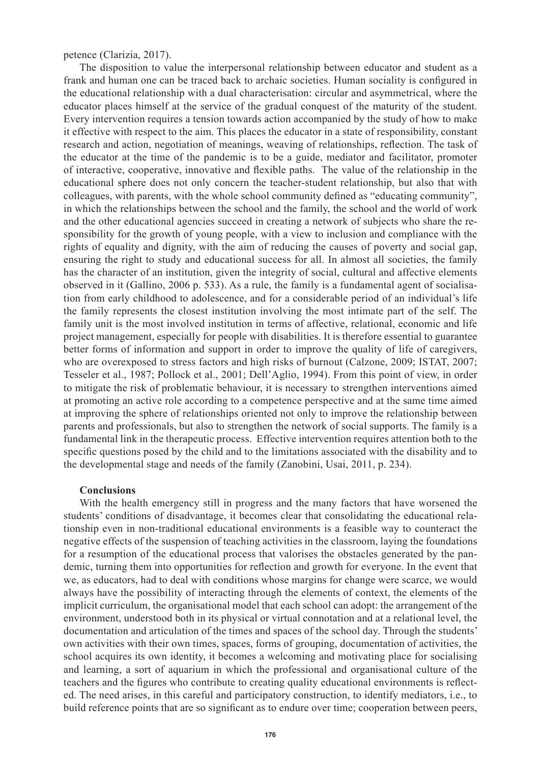petence (Clarizia, 2017).

The disposition to value the interpersonal relationship between educator and student as a frank and human one can be traced back to archaic societies. Human sociality is configured in the educational relationship with a dual characterisation: circular and asymmetrical, where the educator places himself at the service of the gradual conquest of the maturity of the student. Every intervention requires a tension towards action accompanied by the study of how to make it effective with respect to the aim. This places the educator in a state of responsibility, constant research and action, negotiation of meanings, weaving of relationships, reflection. The task of the educator at the time of the pandemic is to be a guide, mediator and facilitator, promoter of interactive, cooperative, innovative and flexible paths. The value of the relationship in the educational sphere does not only concern the teacher-student relationship, but also that with colleagues, with parents, with the whole school community defined as "educating community", in which the relationships between the school and the family, the school and the world of work and the other educational agencies succeed in creating a network of subjects who share the responsibility for the growth of young people, with a view to inclusion and compliance with the rights of equality and dignity, with the aim of reducing the causes of poverty and social gap, ensuring the right to study and educational success for all. In almost all societies, the family has the character of an institution, given the integrity of social, cultural and affective elements observed in it (Gallino, 2006 p. 533). As a rule, the family is a fundamental agent of socialisation from early childhood to adolescence, and for a considerable period of an individual's life the family represents the closest institution involving the most intimate part of the self. The family unit is the most involved institution in terms of affective, relational, economic and life project management, especially for people with disabilities. It is therefore essential to guarantee better forms of information and support in order to improve the quality of life of caregivers, who are overexposed to stress factors and high risks of burnout (Calzone, 2009; ISTAT, 2007; Tesseler et al., 1987; Pollock et al., 2001; Dell'Aglio, 1994). From this point of view, in order to mitigate the risk of problematic behaviour, it is necessary to strengthen interventions aimed at promoting an active role according to a competence perspective and at the same time aimed at improving the sphere of relationships oriented not only to improve the relationship between parents and professionals, but also to strengthen the network of social supports. The family is a fundamental link in the therapeutic process. Effective intervention requires attention both to the specific questions posed by the child and to the limitations associated with the disability and to the developmental stage and needs of the family (Zanobini, Usai, 2011, p. 234).

## Conclusions

With the health emergency still in progress and the many factors that have worsened the students' conditions of disadvantage, it becomes clear that consolidating the educational relationship even in non-traditional educational environments is a feasible way to counteract the negative effects of the suspension of teaching activities in the classroom, laying the foundations for a resumption of the educational process that valorises the obstacles generated by the pandemic, turning them into opportunities for reflection and growth for everyone. In the event that we, as educators, had to deal with conditions whose margins for change were scarce, we would always have the possibility of interacting through the elements of context, the elements of the implicit curriculum, the organisational model that each school can adopt: the arrangement of the environment, understood both in its physical or virtual connotation and at a relational level, the documentation and articulation of the times and spaces of the school day. Through the students' own activities with their own times, spaces, forms of grouping, documentation of activities, the school acquires its own identity, it becomes a welcoming and motivating place for socialising and learning, a sort of aquarium in which the professional and organisational culture of the teachers and the figures who contribute to creating quality educational environments is reflected. The need arises, in this careful and participatory construction, to identify mediators, i.e., to build reference points that are so significant as to endure over time; cooperation between peers,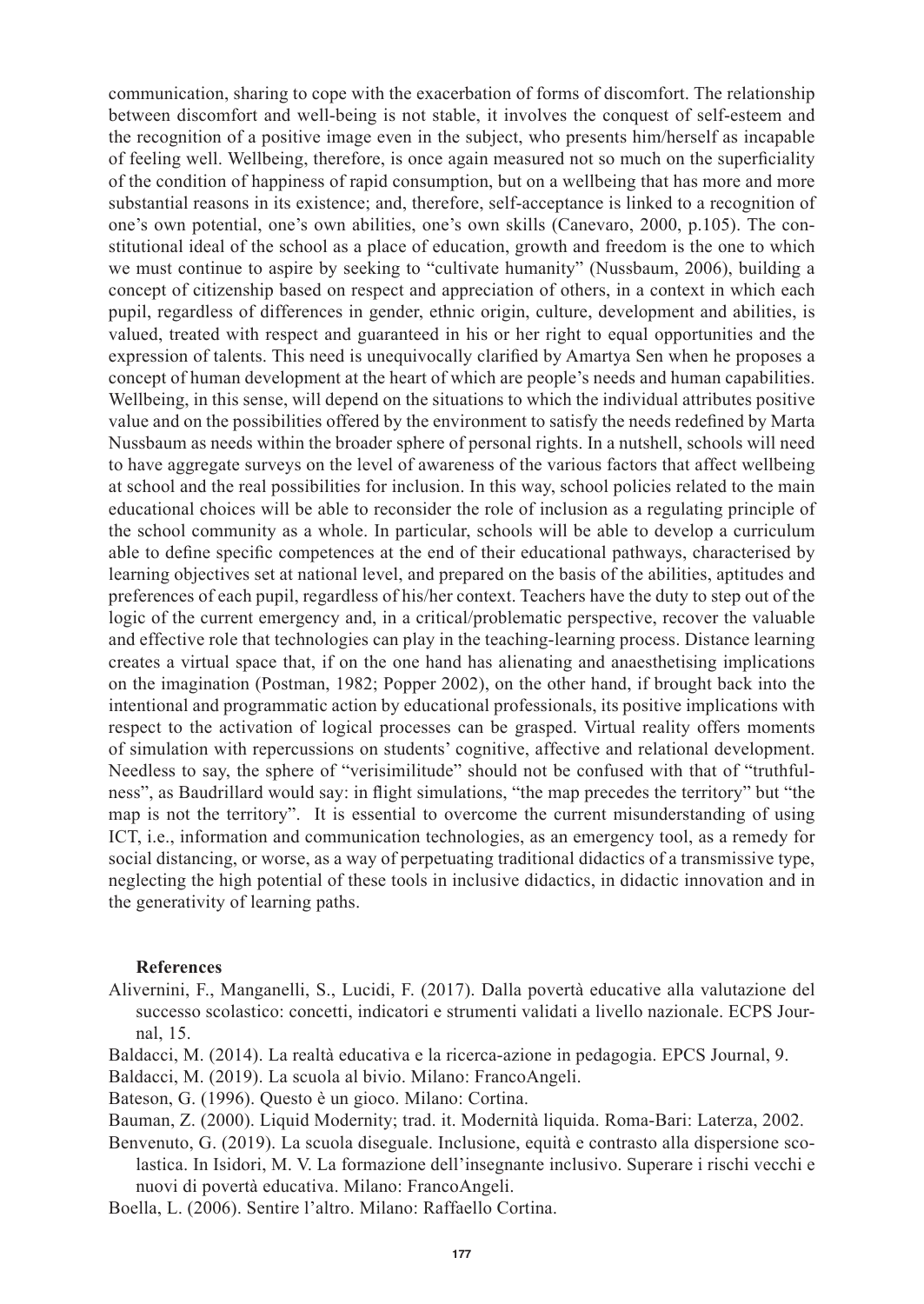communication, sharing to cope with the exacerbation of forms of discomfort. The relationship between discomfort and well-being is not stable, it involves the conquest of self-esteem and the recognition of a positive image even in the subject, who presents him/herself as incapable of feeling well. Wellbeing, therefore, is once again measured not so much on the superficiality of the condition of happiness of rapid consumption, but on a wellbeing that has more and more substantial reasons in its existence; and, therefore, self-acceptance is linked to a recognition of one's own potential, one's own abilities, one's own skills (Canevaro, 2000, p.105). The constitutional ideal of the school as a place of education, growth and freedom is the one to which we must continue to aspire by seeking to "cultivate humanity" (Nussbaum, 2006), building a concept of citizenship based on respect and appreciation of others, in a context in which each pupil, regardless of differences in gender, ethnic origin, culture, development and abilities, is valued, treated with respect and guaranteed in his or her right to equal opportunities and the expression of talents. This need is unequivocally clarified by Amartya Sen when he proposes a concept of human development at the heart of which are people's needs and human capabilities. Wellbeing, in this sense, will depend on the situations to which the individual attributes positive value and on the possibilities offered by the environment to satisfy the needs redefined by Marta Nussbaum as needs within the broader sphere of personal rights. In a nutshell, schools will need to have aggregate surveys on the level of awareness of the various factors that affect wellbeing at school and the real possibilities for inclusion. In this way, school policies related to the main educational choices will be able to reconsider the role of inclusion as a regulating principle of the school community as a whole. In particular, schools will be able to develop a curriculum able to define specific competences at the end of their educational pathways, characterised by learning objectives set at national level, and prepared on the basis of the abilities, aptitudes and preferences of each pupil, regardless of his/her context. Teachers have the duty to step out of the logic of the current emergency and, in a critical/problematic perspective, recover the valuable and effective role that technologies can play in the teaching-learning process. Distance learning creates a virtual space that, if on the one hand has alienating and anaesthetising implications on the imagination (Postman, 1982; Popper 2002), on the other hand, if brought back into the intentional and programmatic action by educational professionals, its positive implications with respect to the activation of logical processes can be grasped. Virtual reality offers moments of simulation with repercussions on students' cognitive, affective and relational development. Needless to say, the sphere of "verisimilitude" should not be confused with that of "truthfulness", as Baudrillard would say: in flight simulations, "the map precedes the territory" but "the map is not the territory". It is essential to overcome the current misunderstanding of using ICT, i.e., information and communication technologies, as an emergency tool, as a remedy for social distancing, or worse, as a way of perpetuating traditional didactics of a transmissive type, neglecting the high potential of these tools in inclusive didactics, in didactic innovation and in the generativity of learning paths.

## References

Alivernini, F., Manganelli, S., Lucidi, F. (2017). Dalla povertà educative alla valutazione del successo scolastico: concetti, indicatori e strumenti validati a livello nazionale. ECPS Journal, 15.

Baldacci, M. (2014). La realtà educativa e la ricerca-azione in pedagogia. EPCS Journal, 9.

Baldacci, M. (2019). La scuola al bivio. Milano: FrancoAngeli.

Bateson, G. (1996). Questo è un gioco. Milano: Cortina.

Bauman, Z. (2000). Liquid Modernity; trad. it. Modernità liquida. Roma-Bari: Laterza, 2002.

Benvenuto, G. (2019). La scuola diseguale. Inclusione, equità e contrasto alla dispersione scolastica. In Isidori, M. V. La formazione dell'insegnante inclusivo. Superare i rischi vecchi e nuovi di povertà educativa. Milano: FrancoAngeli.

Boella, L. (2006). Sentire l'altro. Milano: Raffaello Cortina.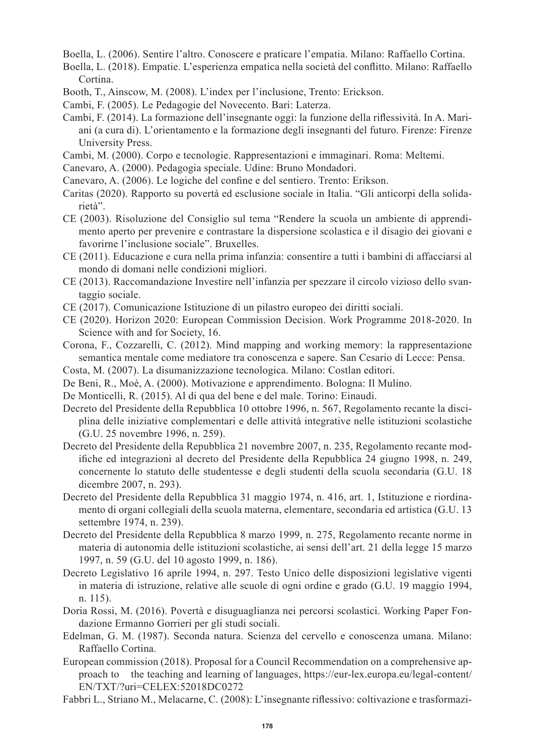Boella, L. (2006). Sentire l'altro. Conoscere e praticare l'empatia. Milano: Raffaello Cortina.

Boella, L. (2018). Empatie. L'esperienza empatica nella società del conflitto. Milano: Raffaello Cortina.

Booth, T., Ainscow, M. (2008). L'index per l'inclusione, Trento: Erickson.

Cambi, F. (2005). Le Pedagogie del Novecento. Bari: Laterza.

Cambi, F. (2014). La formazione dell'insegnante oggi: la funzione della riflessività. In A. Mariani (a cura di). L'orientamento e la formazione degli insegnanti del futuro. Firenze: Firenze University Press.

Cambi, M. (2000). Corpo e tecnologie. Rappresentazioni e immaginari. Roma: Meltemi.

Canevaro, A. (2000). Pedagogia speciale. Udine: Bruno Mondadori.

Canevaro, A. (2006). Le logiche del confine e del sentiero. Trento: Erikson.

Caritas (2020). Rapporto su povertà ed esclusione sociale in Italia. "Gli anticorpi della solidarietà".

CE (2003). Risoluzione del Consiglio sul tema "Rendere la scuola un ambiente di apprendimento aperto per prevenire e contrastare la dispersione scolastica e il disagio dei giovani e favorirne l'inclusione sociale". Bruxelles.

CE (2011). Educazione e cura nella prima infanzia: consentire a tutti i bambini di affacciarsi al mondo di domani nelle condizioni migliori.

CE (2013). Raccomandazione Investire nell'infanzia per spezzare il circolo vizioso dello svantaggio sociale.

CE (2017). Comunicazione Istituzione di un pilastro europeo dei diritti sociali.

CE (2020). Horizon 2020: European Commission Decision. Work Programme 2018-2020. In Science with and for Society, 16.

Corona, F., Cozzarelli, C. (2012). Mind mapping and working memory: la rappresentazione semantica mentale come mediatore tra conoscenza e sapere. San Cesario di Lecce: Pensa.

Costa, M. (2007). La disumanizzazione tecnologica. Milano: Costlan editori.

De Beni, R., Moè, A. (2000). Motivazione e apprendimento. Bologna: Il Mulino.

De Monticelli, R. (2015). Al di qua del bene e del male. Torino: Einaudi.

Decreto del Presidente della Repubblica 10 ottobre 1996, n. 567, Regolamento recante la disciplina delle iniziative complementari e delle attività integrative nelle istituzioni scolastiche (G.U. 25 novembre 1996, n. 259).

Decreto del Presidente della Repubblica 21 novembre 2007, n. 235, Regolamento recante modifiche ed integrazioni al decreto del Presidente della Repubblica 24 giugno 1998, n. 249, concernente lo statuto delle studentesse e degli studenti della scuola secondaria (G.U. 18 dicembre 2007, n. 293).

Decreto del Presidente della Repubblica 31 maggio 1974, n. 416, art. 1, Istituzione e riordinamento di organi collegiali della scuola materna, elementare, secondaria ed artistica (G.U. 13 settembre 1974, n. 239).

Decreto del Presidente della Repubblica 8 marzo 1999, n. 275, Regolamento recante norme in materia di autonomia delle istituzioni scolastiche, ai sensi dell'art. 21 della legge 15 marzo 1997, n. 59 (G.U. del 10 agosto 1999, n. 186).

Decreto Legislativo 16 aprile 1994, n. 297. Testo Unico delle disposizioni legislative vigenti in materia di istruzione, relative alle scuole di ogni ordine e grado (G.U. 19 maggio 1994, n. 115).

Doria Rossi, M. (2016). Povertà e disuguaglianza nei percorsi scolastici. Working Paper Fondazione Ermanno Gorrieri per gli studi sociali.

Edelman, G. M. (1987). Seconda natura. Scienza del cervello e conoscenza umana. Milano: Raffaello Cortina.

European commission (2018). Proposal for a Council Recommendation on a comprehensive approach to the teaching and learning of languages, https://eur-lex.europa.eu/legal-content/EN/TXT/?uri=CELEX:52018DC0272

Fabbri L., Striano M., Melacarne, C. (2008): L'insegnante riflessivo: coltivazione e trasformazi-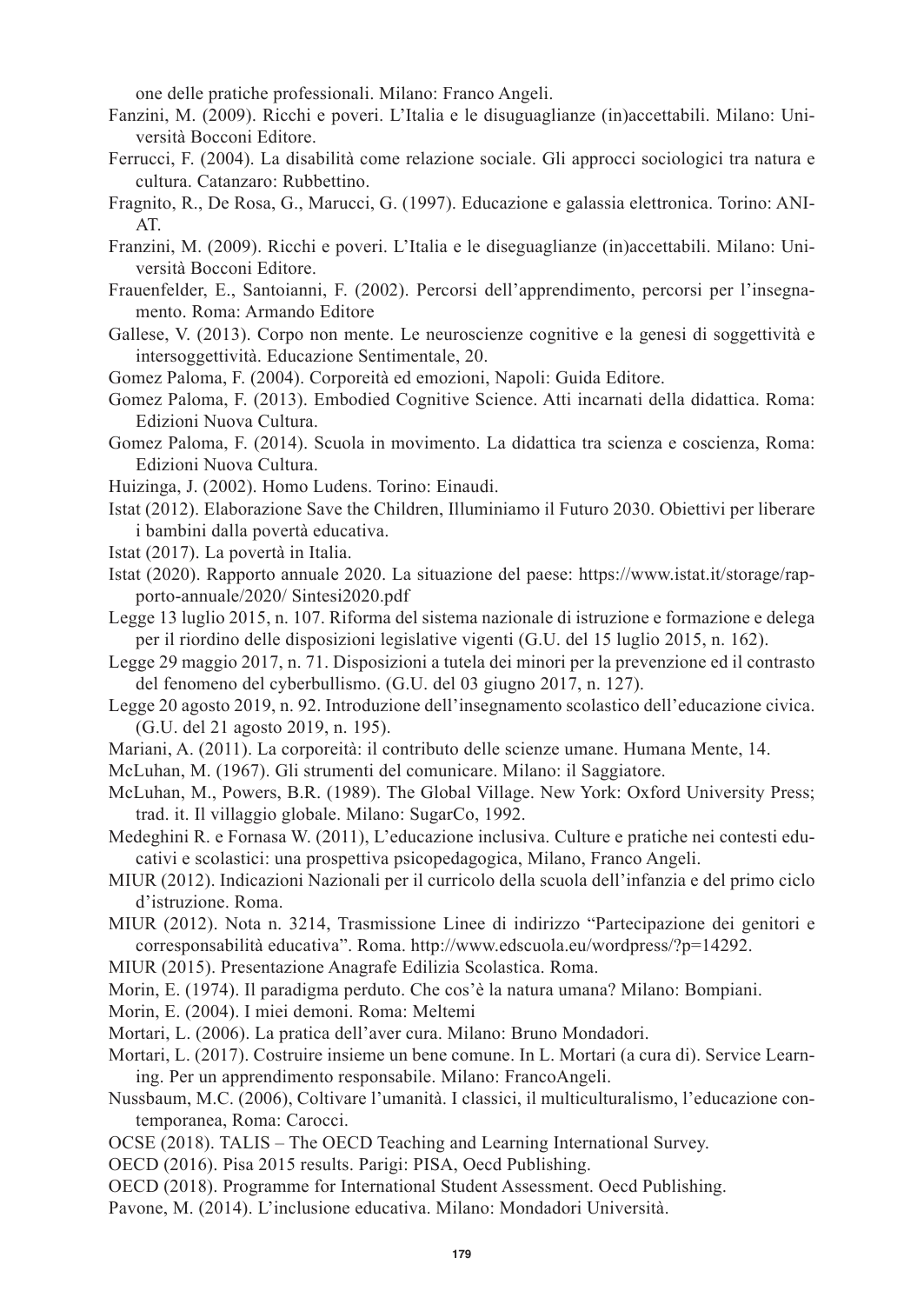one delle pratiche professionali. Milano: Franco Angeli.

Fanzini, M. (2009). Ricchi e poveri. L'Italia e le disuguaglianze (in)accettabili. Milano: Università Bocconi Editore.

Ferrucci, F. (2004). La disabilità come relazione sociale. Gli approcci sociologici tra natura e cultura. Catanzaro: Rubbettino.

Fragnito, R., De Rosa, G., Marucci, G. (1997). Educazione e galassia elettronica. Torino: ANIAT.

Franzini, M. (2009). Ricchi e poveri. L'Italia e le diseguaglianze (in)accettabili. Milano: Università Bocconi Editore.

Frauenfelder, E., Santoianni, F. (2002). Percorsi dell'apprendimento, percorsi per l'insegnamento. Roma: Armando Editore

Gallese, V. (2013). Corpo non mente. Le neuroscienze cognitive e la genesi di soggettività e intersoggettività. Educazione Sentimentale, 20.

Gomez Paloma, F. (2004). Corporeità ed emozioni, Napoli: Guida Editore.

Gomez Paloma, F. (2013). Embodied Cognitive Science. Atti incarnati della didattica. Roma: Edizioni Nuova Cultura.

Gomez Paloma, F. (2014). Scuola in movimento. La didattica tra scienza e coscienza, Roma: Edizioni Nuova Cultura.

Huizinga, J. (2002). Homo Ludens. Torino: Einaudi.

Istat (2012). Elaborazione Save the Children, Illuminiamo il Futuro 2030. Obiettivi per liberare i bambini dalla povertà educativa.

Istat (2017). La povertà in Italia.

Istat (2020). Rapporto annuale 2020. La situazione del paese: https://www.istat.it/storage/rapporto-annuale/2020/ Sintesi2020.pdf

Legge 13 luglio 2015, n. 107. Riforma del sistema nazionale di istruzione e formazione e delega per il riordino delle disposizioni legislative vigenti (G.U. del 15 luglio 2015, n. 162).

Legge 29 maggio 2017, n. 71. Disposizioni a tutela dei minori per la prevenzione ed il contrasto del fenomeno del cyberbullismo. (G.U. del 03 giugno 2017, n. 127).

Legge 20 agosto 2019, n. 92. Introduzione dell'insegnamento scolastico dell'educazione civica. (G.U. del 21 agosto 2019, n. 195).

Mariani, A. (2011). La corporeità: il contributo delle scienze umane. Humana Mente, 14.

McLuhan, M. (1967). Gli strumenti del comunicare. Milano: il Saggiatore.

McLuhan, M., Powers, B.R. (1989). The Global Village. New York: Oxford University Press; trad. it. Il villaggio globale. Milano: SugarCo, 1992.

Medeghini R. e Fornasa W. (2011), L'educazione inclusiva. Culture e pratiche nei contesti educativi e scolastici: una prospettiva psicopedagogica, Milano, Franco Angeli.

MIUR (2012). Indicazioni Nazionali per il curricolo della scuola dell'infanzia e del primo ciclo d'istruzione. Roma.

MIUR (2012). Nota n. 3214, Trasmissione Linee di indirizzo "Partecipazione dei genitori e corresponsabilità educativa". Roma. http://www.edscuola.eu/wordpress/?p=14292.

MIUR (2015). Presentazione Anagrafe Edilizia Scolastica. Roma.

Morin, E. (1974). Il paradigma perduto. Che cos'è la natura umana? Milano: Bompiani.

Morin, E. (2004). I miei demoni. Roma: Meltemi

Mortari, L. (2006). La pratica dell'aver cura. Milano: Bruno Mondadori.

Mortari, L. (2017). Costruire insieme un bene comune. In L. Mortari (a cura di). Service Learning. Per un apprendimento responsabile. Milano: FrancoAngeli.

Nussbaum, M.C. (2006), Coltivare l'umanità. I classici, il multiculturalismo, l'educazione contemporanea, Roma: Carocci.

OCSE (2018). TALIS – The OECD Teaching and Learning International Survey.

OECD (2016). Pisa 2015 results. Parigi: PISA, Oecd Publishing.

OECD (2018). Programme for International Student Assessment. Oecd Publishing.

Pavone, M. (2014). L'inclusione educativa. Milano: Mondadori Università.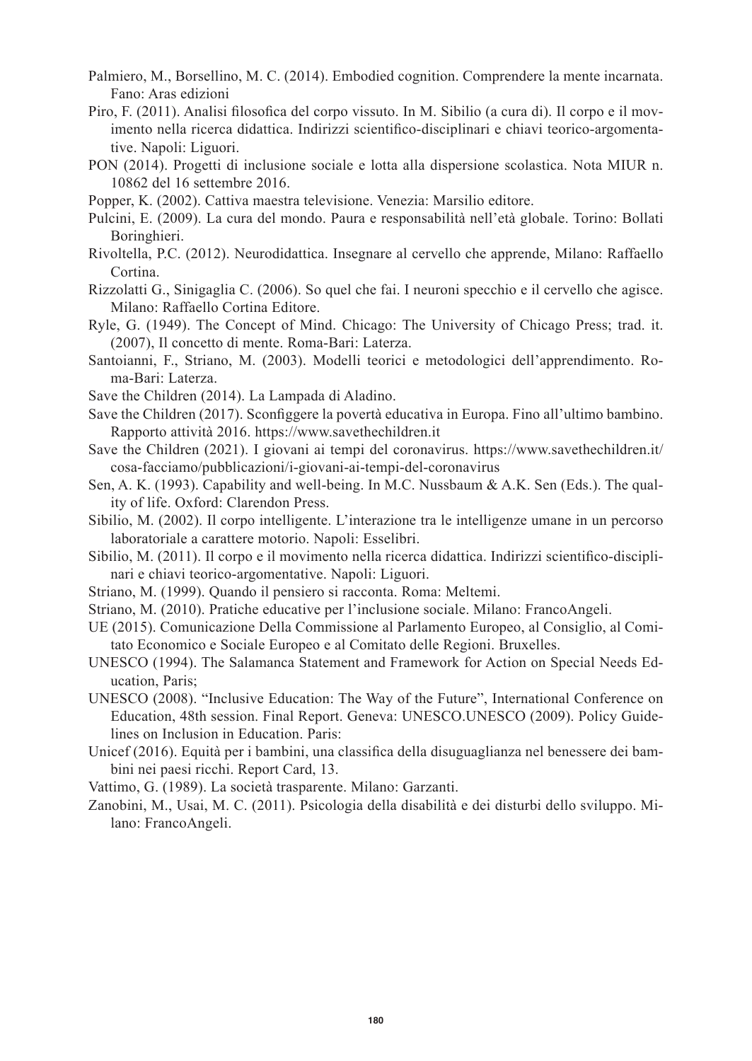Palmiero, M., Borsellino, M. C. (2014). Embodied cognition. Comprendere la mente incarnata. Fano: Aras edizioni

Piro, F. (2011). Analisi filosofica del corpo vissuto. In M. Sibilio (a cura di). Il corpo e il movimento nella ricerca didattica. Indirizzi scientifico-disciplinari e chiavi teorico-argomentative. Napoli: Liguori.

PON (2014). Progetti di inclusione sociale e lotta alla dispersione scolastica. Nota MIUR n. 10862 del 16 settembre 2016.

Popper, K. (2002). Cattiva maestra televisione. Venezia: Marsilio editore.

Pulcini, E. (2009). La cura del mondo. Paura e responsabilità nell'età globale. Torino: Bollati Boringhieri.

Rivoltella, P.C. (2012). Neurodidattica. Insegnare al cervello che apprende, Milano: Raffaello Cortina.

Rizzolatti G., Sinigaglia C. (2006). So quel che fai. I neuroni specchio e il cervello che agisce. Milano: Raffaello Cortina Editore.

Ryle, G. (1949). The Concept of Mind. Chicago: The University of Chicago Press; trad. it. (2007), Il concetto di mente. Roma-Bari: Laterza.

Santoianni, F., Striano, M. (2003). Modelli teorici e metodologici dell'apprendimento. Roma-Bari: Laterza.

Save the Children (2014). La Lampada di Aladino.

Save the Children (2017). Sconfiggere la povertà educativa in Europa. Fino all'ultimo bambino. Rapporto attività 2016. https://www.savethechildren.it

Save the Children (2021). I giovani ai tempi del coronavirus. https://www.savethechildren.it/cosa-facciamo/pubblicazioni/i-giovani-ai-tempi-del-coronavirus

Sen, A. K. (1993). Capability and well-being. In M.C. Nussbaum & A.K. Sen (Eds.). The quality of life. Oxford: Clarendon Press.

Sibilio, M. (2002). Il corpo intelligente. L'interazione tra le intelligenze umane in un percorso laboratoriale a carattere motorio. Napoli: Esselibri.

Sibilio, M. (2011). Il corpo e il movimento nella ricerca didattica. Indirizzi scientifico-disciplinari e chiavi teorico-argomentative. Napoli: Liguori.

Striano, M. (1999). Quando il pensiero si racconta. Roma: Meltemi.

Striano, M. (2010). Pratiche educative per l'inclusione sociale. Milano: FrancoAngeli.

UE (2015). Comunicazione Della Commissione al Parlamento Europeo, al Consiglio, al Comitato Economico e Sociale Europeo e al Comitato delle Regioni. Bruxelles.

UNESCO (1994). The Salamanca Statement and Framework for Action on Special Needs Education, Paris;

UNESCO (2008). "Inclusive Education: The Way of the Future", International Conference on Education, 48th session. Final Report. Geneva: UNESCO.UNESCO (2009). Policy Guidelines on Inclusion in Education. Paris:

Unicef (2016). Equità per i bambini, una classifica della disuguaglianza nel benessere dei bambini nei paesi ricchi. Report Card, 13.

Vattimo, G. (1989). La società trasparente. Milano: Garzanti.

Zanobini, M., Usai, M. C. (2011). Psicologia della disabilità e dei disturbi dello sviluppo. Milano: FrancoAngeli.